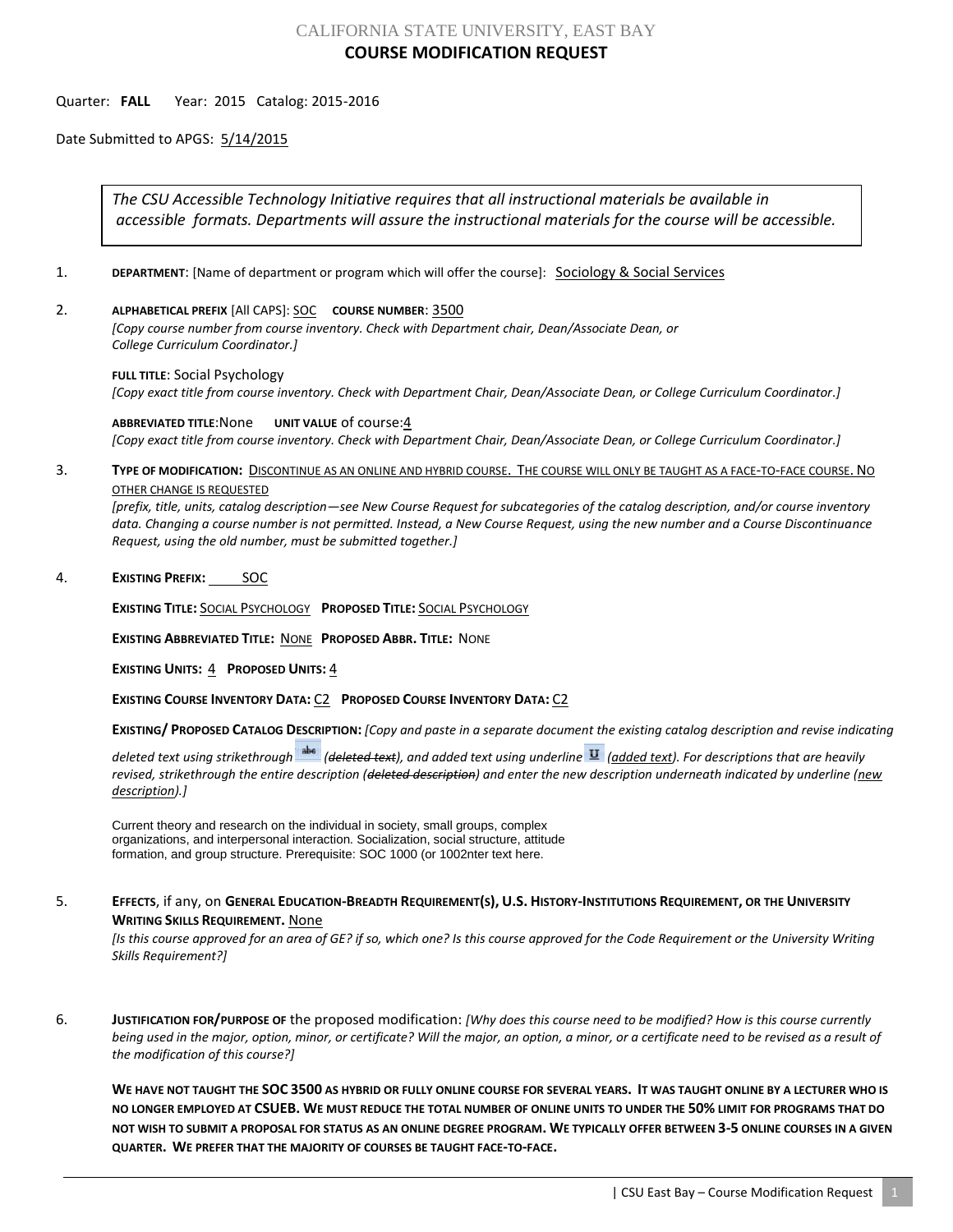CALIFORNIA STATE UNIVERSITY, EAST BAY

# COURSE MODIFICATION REQUEST

Quarter: **FALL** Year: 2015 Catalog: 2015-2016

Date Submitted to APGS: 5/14/2015

> *The CSU Accessible Technology Initiative requires that all instructional materials be available in accessible formats. Departments will assure the instructional materials for the course will be accessible.*

1. **DEPARTMENT**: [Name of department or program which will offer the course]: Sociology & Social Services

2. **ALPHABETICAL PREFIX** [All CAPS]: SOC **COURSE NUMBER**: 3500
*[Copy course number from course inventory. Check with Department chair, Dean/Associate Dean, or College Curriculum Coordinator.]*

   **FULL TITLE**: Social Psychology
*[Copy exact title from course inventory. Check with Department Chair, Dean/Associate Dean, or College Curriculum Coordinator.]*

   **ABBREVIATED TITLE**:None **UNIT VALUE** of course:4
*[Copy exact title from course inventory. Check with Department Chair, Dean/Associate Dean, or College Curriculum Coordinator.]*

3. **TYPE OF MODIFICATION:** DISCONTINUE AS AN ONLINE AND HYBRID COURSE. THE COURSE WILL ONLY BE TAUGHT AS A FACE-TO-FACE COURSE. NO OTHER CHANGE IS REQUESTED
*[prefix, title, units, catalog description—see New Course Request for subcategories of the catalog description, and/or course inventory data. Changing a course number is not permitted. Instead, a New Course Request, using the new number and a Course Discontinuance Request, using the old number, must be submitted together.]*

4. **EXISTING PREFIX:** SOC

   **EXISTING TITLE:** SOCIAL PSYCHOLOGY **PROPOSED TITLE:** SOCIAL PSYCHOLOGY

   **EXISTING ABBREVIATED TITLE:** NONE **PROPOSED ABBR. TITLE:** NONE

   **EXISTING UNITS:** 4 **PROPOSED UNITS:** 4

   **EXISTING COURSE INVENTORY DATA:** C2 **PROPOSED COURSE INVENTORY DATA:** C2

   **EXISTING/ PROPOSED CATALOG DESCRIPTION:** *[Copy and paste in a separate document the existing catalog description and revise indicating deleted text using strikethrough (~~deleted text~~), and added text using underline (<u>added text</u>). For descriptions that are heavily revised, strikethrough the entire description (~~deleted description~~) and enter the new description underneath indicated by underline (<u>new description</u>).]*

   Current theory and research on the individual in society, small groups, complex organizations, and interpersonal interaction. Socialization, social structure, attitude formation, and group structure. Prerequisite: SOC 1000 (or 1002nter text here.

5. **EFFECTS**, if any, on **GENERAL EDUCATION-BREADTH REQUIREMENT(S), U.S. HISTORY-INSTITUTIONS REQUIREMENT, OR THE UNIVERSITY WRITING SKILLS REQUIREMENT.** None
*[Is this course approved for an area of GE? if so, which one? Is this course approved for the Code Requirement or the University Writing Skills Requirement?]*

6. **JUSTIFICATION FOR/PURPOSE OF** the proposed modification: *[Why does this course need to be modified? How is this course currently being used in the major, option, minor, or certificate? Will the major, an option, a minor, or a certificate need to be revised as a result of the modification of this course?]*

   **WE HAVE NOT TAUGHT THE SOC 3500 AS HYBRID OR FULLY ONLINE COURSE FOR SEVERAL YEARS. IT WAS TAUGHT ONLINE BY A LECTURER WHO IS NO LONGER EMPLOYED AT CSUEB. WE MUST REDUCE THE TOTAL NUMBER OF ONLINE UNITS TO UNDER THE 50% LIMIT FOR PROGRAMS THAT DO NOT WISH TO SUBMIT A PROPOSAL FOR STATUS AS AN ONLINE DEGREE PROGRAM. WE TYPICALLY OFFER BETWEEN 3-5 ONLINE COURSES IN A GIVEN QUARTER. WE PREFER THAT THE MAJORITY OF COURSES BE TAUGHT FACE-TO-FACE.**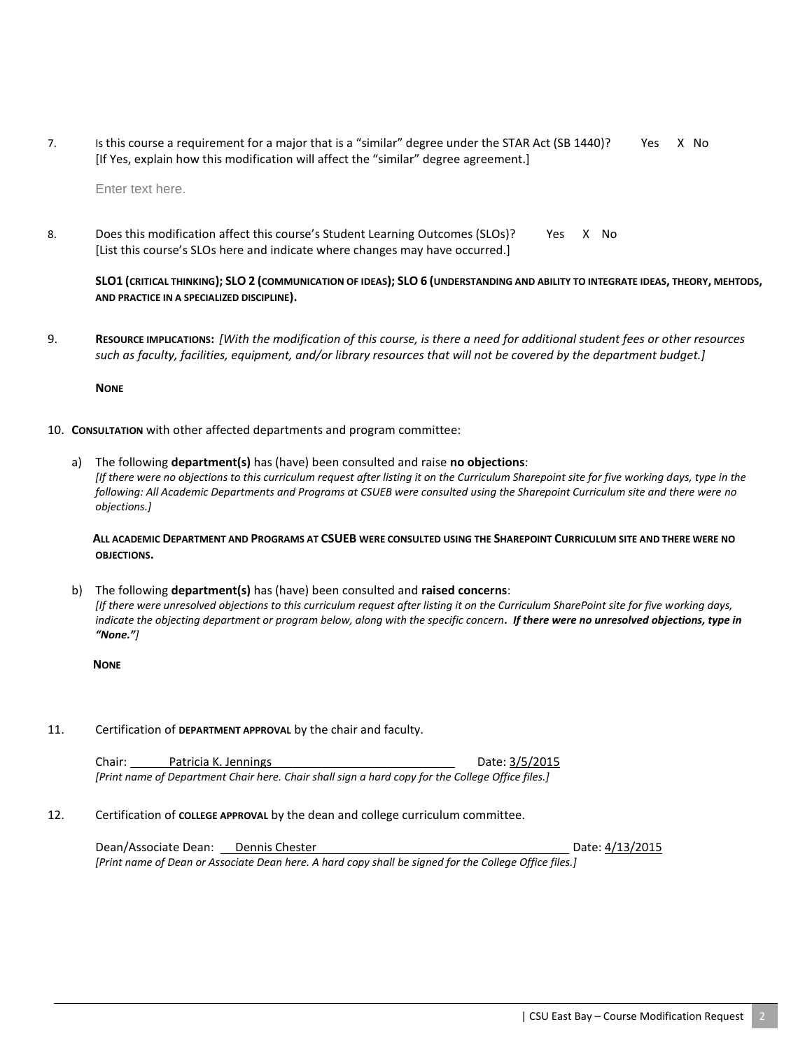7. Is this course a requirement for a major that is a "similar" degree under the STAR Act (SB 1440)? Yes X No
   [If Yes, explain how this modification will affect the "similar" degree agreement.]

   Enter text here.

8. Does this modification affect this course's Student Learning Outcomes (SLOs)? Yes X No
   [List this course's SLOs here and indicate where changes may have occurred.]

   **SLO1 (CRITICAL THINKING); SLO 2 (COMMUNICATION OF IDEAS); SLO 6 (UNDERSTANDING AND ABILITY TO INTEGRATE IDEAS, THEORY, MEHTODS, AND PRACTICE IN A SPECIALIZED DISCIPLINE).**

9. **RESOURCE IMPLICATIONS:** *[With the modification of this course, is there a need for additional student fees or other resources such as faculty, facilities, equipment, and/or library resources that will not be covered by the department budget.]*

   **NONE**

10. **CONSULTATION** with other affected departments and program committee:

    a) The following **department(s)** has (have) been consulted and raise **no objections**:
    *[If there were no objections to this curriculum request after listing it on the Curriculum Sharepoint site for five working days, type in the following: All Academic Departments and Programs at CSUEB were consulted using the Sharepoint Curriculum site and there were no objections.]*

    **ALL ACADEMIC DEPARTMENT AND PROGRAMS AT CSUEB WERE CONSULTED USING THE SHAREPOINT CURRICULUM SITE AND THERE WERE NO OBJECTIONS.**

    b) The following **department(s)** has (have) been consulted and **raised concerns**:
    *[If there were unresolved objections to this curriculum request after listing it on the Curriculum SharePoint site for five working days, indicate the objecting department or program below, along with the specific concern. **If there were no unresolved objections, type in "None."**]*

    **NONE**

11. Certification of **DEPARTMENT APPROVAL** by the chair and faculty.

    Chair: Patricia K. Jennings Date: 3/5/2015
    *[Print name of Department Chair here. Chair shall sign a hard copy for the College Office files.]*

12. Certification of **COLLEGE APPROVAL** by the dean and college curriculum committee.

    Dean/Associate Dean: Dennis Chester Date: 4/13/2015
    *[Print name of Dean or Associate Dean here. A hard copy shall be signed for the College Office files.]*